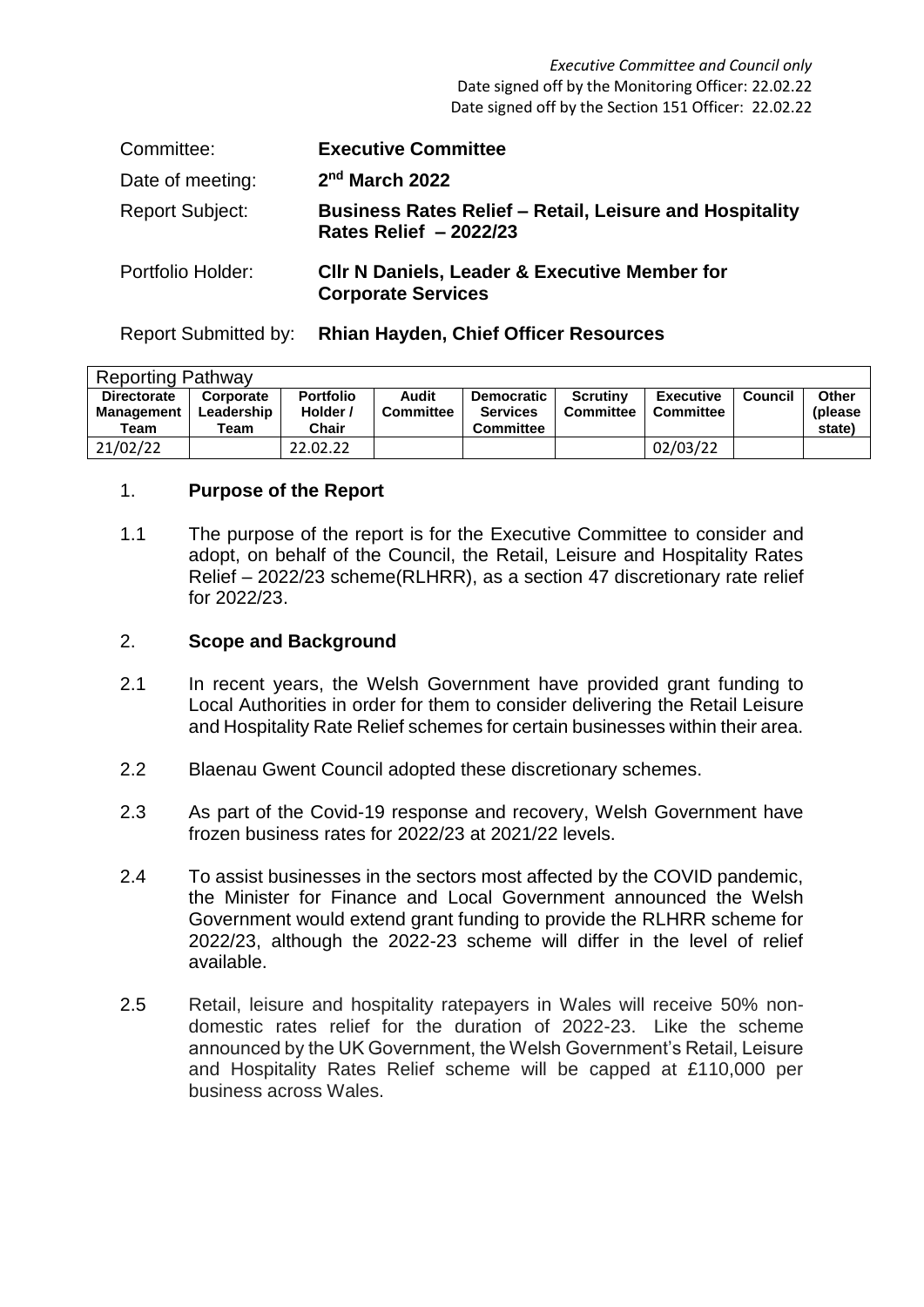*Executive Committee and Council only*
Date signed off by the Monitoring Officer: 22.02.22
Date signed off by the Section 151 Officer: 22.02.22

Committee: **Executive Committee**

Date of meeting: **2nd March 2022**

Report Subject: **Business Rates Relief – Retail, Leisure and Hospitality Rates Relief – 2022/23**

Portfolio Holder: **Cllr N Daniels, Leader & Executive Member for Corporate Services**

Report Submitted by: **Rhian Hayden, Chief Officer Resources**

| Reporting Pathway | | | | | | | | |
|---|---|---|---|---|---|---|---|---|
| **Directorate Management Team** | **Corporate Leadership Team** | **Portfolio Holder / Chair** | **Audit Committee** | **Democratic Services Committee** | **Scrutiny Committee** | **Executive Committee** | **Council** | **Other (please state)** |
| 21/02/22 | | 22.02.22 | | | | 02/03/22 | | |

## 1. Purpose of the Report

1.1 The purpose of the report is for the Executive Committee to consider and adopt, on behalf of the Council, the Retail, Leisure and Hospitality Rates Relief – 2022/23 scheme(RLHRR), as a section 47 discretionary rate relief for 2022/23.

## 2. Scope and Background

2.1 In recent years, the Welsh Government have provided grant funding to Local Authorities in order for them to consider delivering the Retail Leisure and Hospitality Rate Relief schemes for certain businesses within their area.

2.2 Blaenau Gwent Council adopted these discretionary schemes.

2.3 As part of the Covid-19 response and recovery, Welsh Government have frozen business rates for 2022/23 at 2021/22 levels.

2.4 To assist businesses in the sectors most affected by the COVID pandemic, the Minister for Finance and Local Government announced the Welsh Government would extend grant funding to provide the RLHRR scheme for 2022/23, although the 2022-23 scheme will differ in the level of relief available.

2.5 Retail, leisure and hospitality ratepayers in Wales will receive 50% non-domestic rates relief for the duration of 2022-23. Like the scheme announced by the UK Government, the Welsh Government's Retail, Leisure and Hospitality Rates Relief scheme will be capped at £110,000 per business across Wales.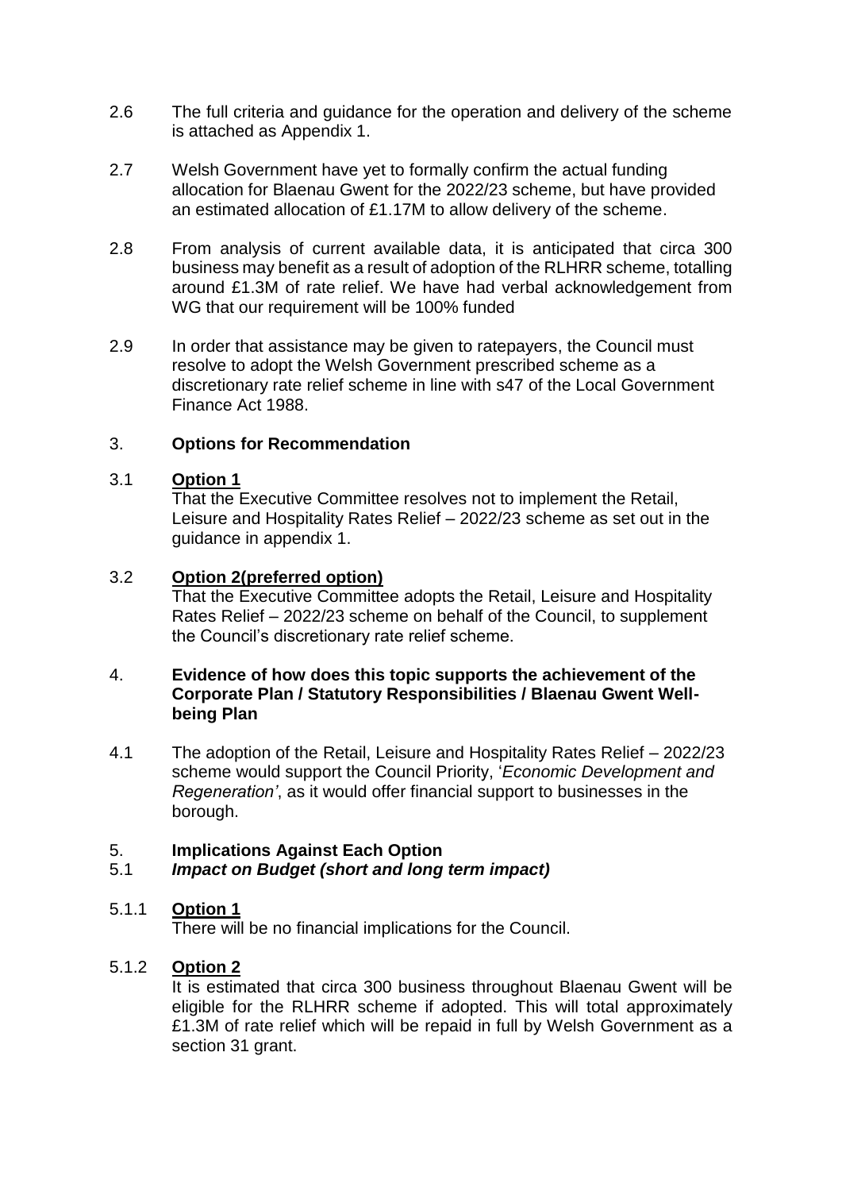2.6 The full criteria and guidance for the operation and delivery of the scheme is attached as Appendix 1.

2.7 Welsh Government have yet to formally confirm the actual funding allocation for Blaenau Gwent for the 2022/23 scheme, but have provided an estimated allocation of £1.17M to allow delivery of the scheme.

2.8 From analysis of current available data, it is anticipated that circa 300 business may benefit as a result of adoption of the RLHRR scheme, totalling around £1.3M of rate relief. We have had verbal acknowledgement from WG that our requirement will be 100% funded

2.9 In order that assistance may be given to ratepayers, the Council must resolve to adopt the Welsh Government prescribed scheme as a discretionary rate relief scheme in line with s47 of the Local Government Finance Act 1988.

## 3. Options for Recommendation

### 3.1 Option 1

That the Executive Committee resolves not to implement the Retail, Leisure and Hospitality Rates Relief – 2022/23 scheme as set out in the guidance in appendix 1.

### 3.2 Option 2(preferred option)

That the Executive Committee adopts the Retail, Leisure and Hospitality Rates Relief – 2022/23 scheme on behalf of the Council, to supplement the Council's discretionary rate relief scheme.

## 4. Evidence of how does this topic supports the achievement of the Corporate Plan / Statutory Responsibilities / Blaenau Gwent Well-being Plan

4.1 The adoption of the Retail, Leisure and Hospitality Rates Relief – 2022/23 scheme would support the Council Priority, '*Economic Development and Regeneration'*, as it would offer financial support to businesses in the borough.

## 5. Implications Against Each Option

### 5.1 *Impact on Budget (short and long term impact)*

#### 5.1.1 Option 1

There will be no financial implications for the Council.

#### 5.1.2 Option 2

It is estimated that circa 300 business throughout Blaenau Gwent will be eligible for the RLHRR scheme if adopted. This will total approximately £1.3M of rate relief which will be repaid in full by Welsh Government as a section 31 grant.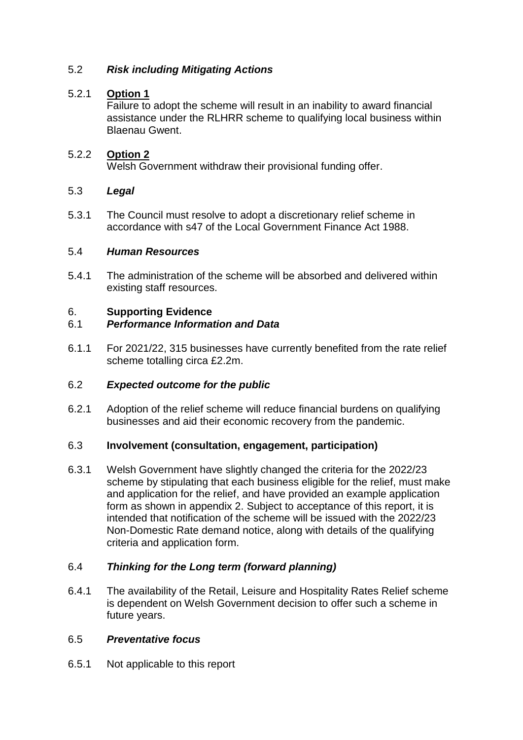5.2 ***Risk including Mitigating Actions***

5.2.1 **Option 1**

Failure to adopt the scheme will result in an inability to award financial assistance under the RLHRR scheme to qualifying local business within Blaenau Gwent.

5.2.2 **Option 2**

Welsh Government withdraw their provisional funding offer.

5.3 ***Legal***

5.3.1 The Council must resolve to adopt a discretionary relief scheme in accordance with s47 of the Local Government Finance Act 1988.

5.4 ***Human Resources***

5.4.1 The administration of the scheme will be absorbed and delivered within existing staff resources.

6. **Supporting Evidence**

6.1 ***Performance Information and Data***

6.1.1 For 2021/22, 315 businesses have currently benefited from the rate relief scheme totalling circa £2.2m.

6.2 ***Expected outcome for the public***

6.2.1 Adoption of the relief scheme will reduce financial burdens on qualifying businesses and aid their economic recovery from the pandemic.

6.3 **Involvement (consultation, engagement, participation)**

6.3.1 Welsh Government have slightly changed the criteria for the 2022/23 scheme by stipulating that each business eligible for the relief, must make and application for the relief, and have provided an example application form as shown in appendix 2. Subject to acceptance of this report, it is intended that notification of the scheme will be issued with the 2022/23 Non-Domestic Rate demand notice, along with details of the qualifying criteria and application form.

6.4 ***Thinking for the Long term (forward planning)***

6.4.1 The availability of the Retail, Leisure and Hospitality Rates Relief scheme is dependent on Welsh Government decision to offer such a scheme in future years.

6.5 ***Preventative focus***

6.5.1 Not applicable to this report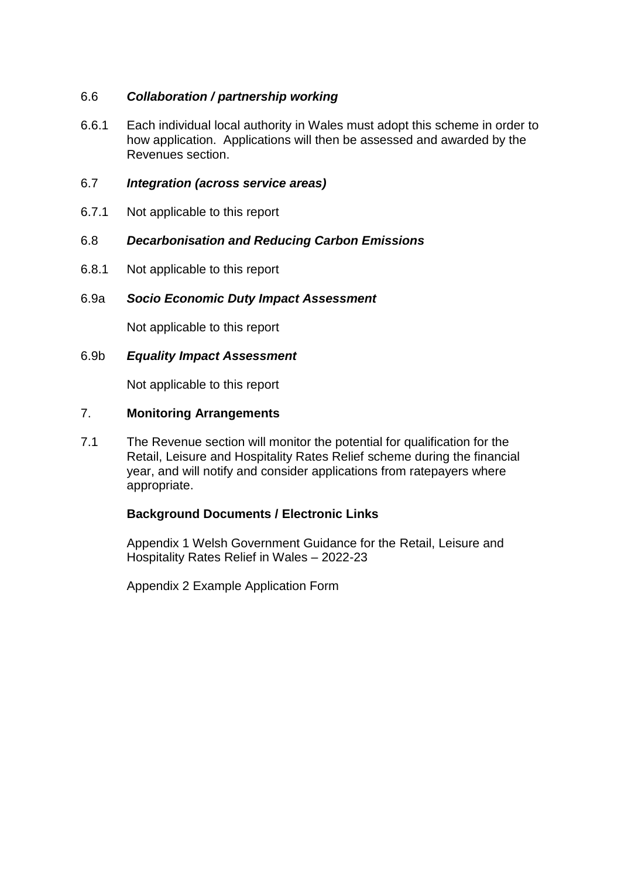6.6 ***Collaboration / partnership working***

6.6.1 Each individual local authority in Wales must adopt this scheme in order to how application. Applications will then be assessed and awarded by the Revenues section.

6.7 ***Integration (across service areas)***

6.7.1 Not applicable to this report

6.8 ***Decarbonisation and Reducing Carbon Emissions***

6.8.1 Not applicable to this report

6.9a ***Socio Economic Duty Impact Assessment***

Not applicable to this report

6.9b ***Equality Impact Assessment***

Not applicable to this report

7. **Monitoring Arrangements**

7.1 The Revenue section will monitor the potential for qualification for the Retail, Leisure and Hospitality Rates Relief scheme during the financial year, and will notify and consider applications from ratepayers where appropriate.

**Background Documents / Electronic Links**

Appendix 1 Welsh Government Guidance for the Retail, Leisure and Hospitality Rates Relief in Wales – 2022-23

Appendix 2 Example Application Form